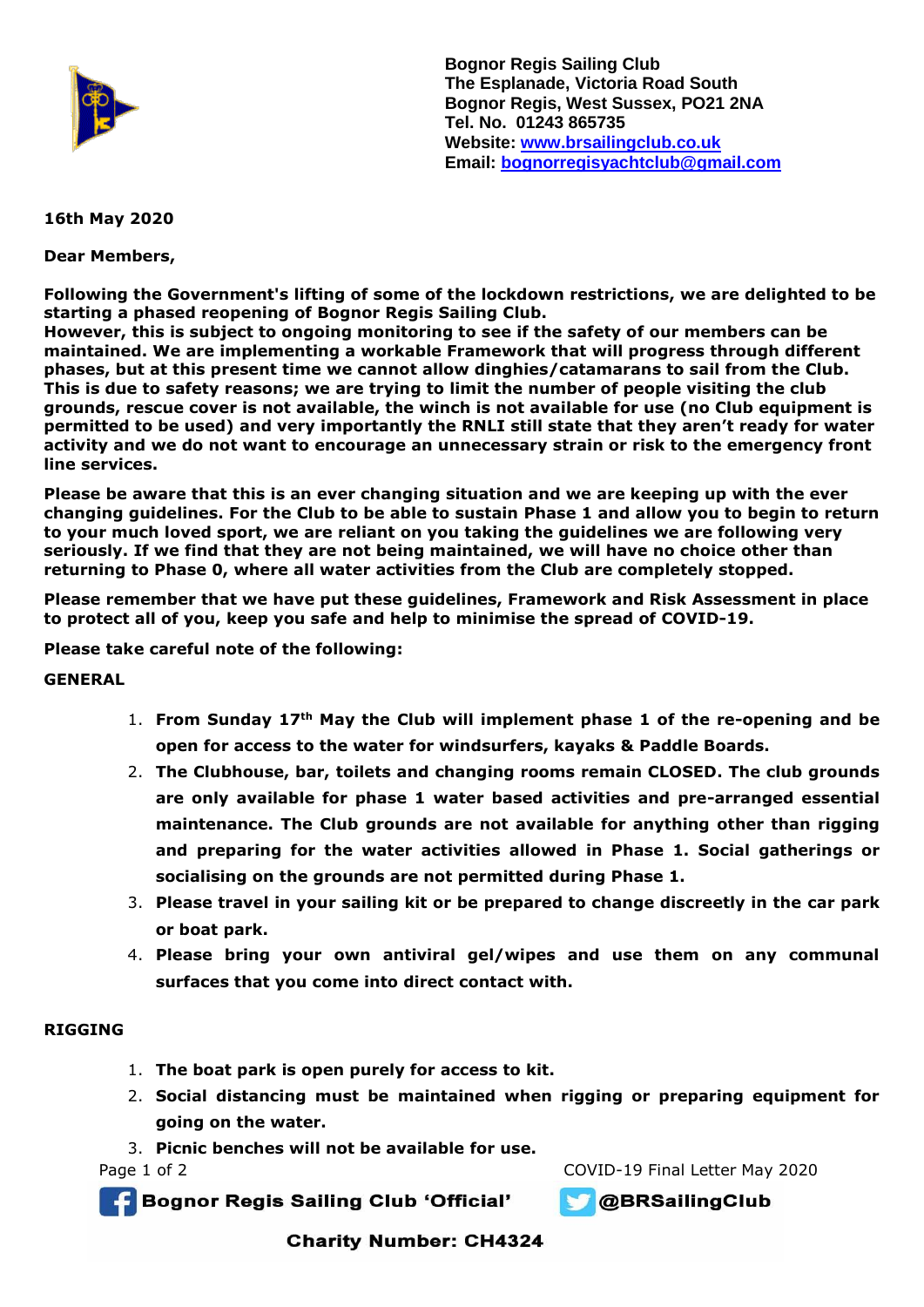**Bognor Regis Sailing Club**
**The Esplanade, Victoria Road South**
**Bognor Regis, West Sussex, PO21 2NA**
**Tel. No. 01243 865735**
**Website: [www.brsailingclub.co.uk](http://www.brsailingclub.co.uk)**
**Email: [bognorregisyachtclub@gmail.com](mailto:bognorregisyachtclub@gmail.com)**

**16th May 2020**

**Dear Members,**

**Following the Government's lifting of some of the lockdown restrictions, we are delighted to be starting a phased reopening of Bognor Regis Sailing Club.**
**However, this is subject to ongoing monitoring to see if the safety of our members can be maintained. We are implementing a workable Framework that will progress through different phases, but at this present time we cannot allow dinghies/catamarans to sail from the Club. This is due to safety reasons; we are trying to limit the number of people visiting the club grounds, rescue cover is not available, the winch is not available for use (no Club equipment is permitted to be used) and very importantly the RNLI still state that they aren't ready for water activity and we do not want to encourage an unnecessary strain or risk to the emergency front line services.**

**Please be aware that this is an ever changing situation and we are keeping up with the ever changing guidelines. For the Club to be able to sustain Phase 1 and allow you to begin to return to your much loved sport, we are reliant on you taking the guidelines we are following very seriously. If we find that they are not being maintained, we will have no choice other than returning to Phase 0, where all water activities from the Club are completely stopped.**

**Please remember that we have put these guidelines, Framework and Risk Assessment in place to protect all of you, keep you safe and help to minimise the spread of COVID-19.**

**Please take careful note of the following:**

**GENERAL**

1. **From Sunday 17th May the Club will implement phase 1 of the re-opening and be open for access to the water for windsurfers, kayaks & Paddle Boards.**
2. **The Clubhouse, bar, toilets and changing rooms remain CLOSED. The club grounds are only available for phase 1 water based activities and pre-arranged essential maintenance. The Club grounds are not available for anything other than rigging and preparing for the water activities allowed in Phase 1. Social gatherings or socialising on the grounds are not permitted during Phase 1.**
3. **Please travel in your sailing kit or be prepared to change discreetly in the car park or boat park.**
4. **Please bring your own antiviral gel/wipes and use them on any communal surfaces that you come into direct contact with.**

**RIGGING**

1. **The boat park is open purely for access to kit.**
2. **Social distancing must be maintained when rigging or preparing equipment for going on the water.**
3. **Picnic benches will not be available for use.**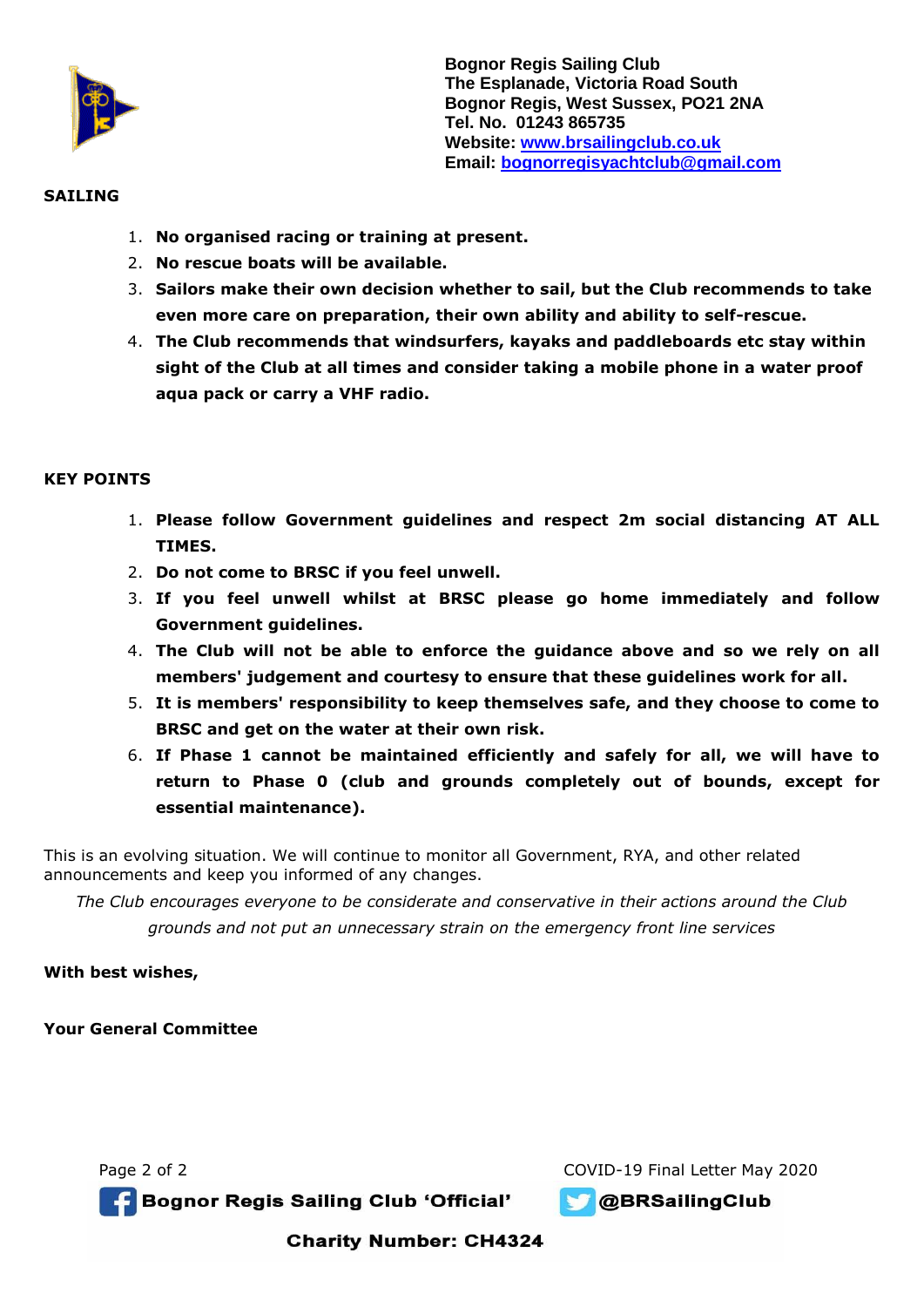**Bognor Regis Sailing Club**
**The Esplanade, Victoria Road South**
**Bognor Regis, West Sussex, PO21 2NA**
**Tel. No. 01243 865735**
**Website: [www.brsailingclub.co.uk](http://www.brsailingclub.co.uk)**
**Email: [bognorregisyachtclub@gmail.com](mailto:bognorregisyachtclub@gmail.com)**

**SAILING**

1. **No organised racing or training at present.**
2. **No rescue boats will be available.**
3. **Sailors make their own decision whether to sail, but the Club recommends to take even more care on preparation, their own ability and ability to self-rescue.**
4. **The Club recommends that windsurfers, kayaks and paddleboards etc stay within sight of the Club at all times and consider taking a mobile phone in a water proof aqua pack or carry a VHF radio.**

**KEY POINTS**

1. **Please follow Government guidelines and respect 2m social distancing AT ALL TIMES.**
2. **Do not come to BRSC if you feel unwell.**
3. **If you feel unwell whilst at BRSC please go home immediately and follow Government guidelines.**
4. **The Club will not be able to enforce the guidance above and so we rely on all members' judgement and courtesy to ensure that these guidelines work for all.**
5. **It is members' responsibility to keep themselves safe, and they choose to come to BRSC and get on the water at their own risk.**
6. **If Phase 1 cannot be maintained efficiently and safely for all, we will have to return to Phase 0 (club and grounds completely out of bounds, except for essential maintenance).**

This is an evolving situation. We will continue to monitor all Government, RYA, and other related announcements and keep you informed of any changes.

*The Club encourages everyone to be considerate and conservative in their actions around the Club grounds and not put an unnecessary strain on the emergency front line services*

**With best wishes,**

**Your General Committee**

**Bognor Regis Sailing Club 'Official'** **@BRSailingClub**

**Charity Number: CH4324**